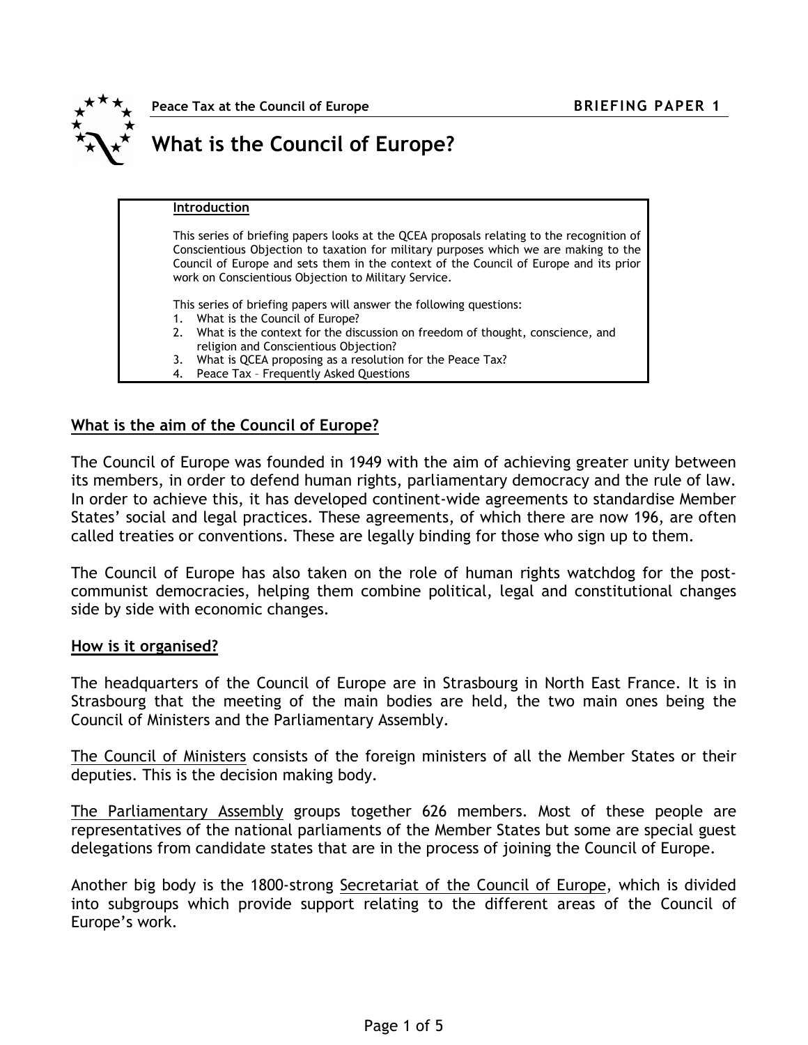Peace Tax at the Council of Europe — **BRIEFING PAPER 1**

# What is the Council of Europe?

**Introduction**

This series of briefing papers looks at the QCEA proposals relating to the recognition of Conscientious Objection to taxation for military purposes which we are making to the Council of Europe and sets them in the context of the Council of Europe and its prior work on Conscientious Objection to Military Service.

This series of briefing papers will answer the following questions:

1. What is the Council of Europe?
2. What is the context for the discussion on freedom of thought, conscience, and religion and Conscientious Objection?
3. What is QCEA proposing as a resolution for the Peace Tax?
4. Peace Tax – Frequently Asked Questions

## What is the aim of the Council of Europe?

The Council of Europe was founded in 1949 with the aim of achieving greater unity between its members, in order to defend human rights, parliamentary democracy and the rule of law. In order to achieve this, it has developed continent-wide agreements to standardise Member States' social and legal practices. These agreements, of which there are now 196, are often called treaties or conventions. These are legally binding for those who sign up to them.

The Council of Europe has also taken on the role of human rights watchdog for the post-communist democracies, helping them combine political, legal and constitutional changes side by side with economic changes.

## How is it organised?

The headquarters of the Council of Europe are in Strasbourg in North East France. It is in Strasbourg that the meeting of the main bodies are held, the two main ones being the Council of Ministers and the Parliamentary Assembly.

The Council of Ministers consists of the foreign ministers of all the Member States or their deputies. This is the decision making body.

The Parliamentary Assembly groups together 626 members. Most of these people are representatives of the national parliaments of the Member States but some are special guest delegations from candidate states that are in the process of joining the Council of Europe.

Another big body is the 1800-strong Secretariat of the Council of Europe, which is divided into subgroups which provide support relating to the different areas of the Council of Europe's work.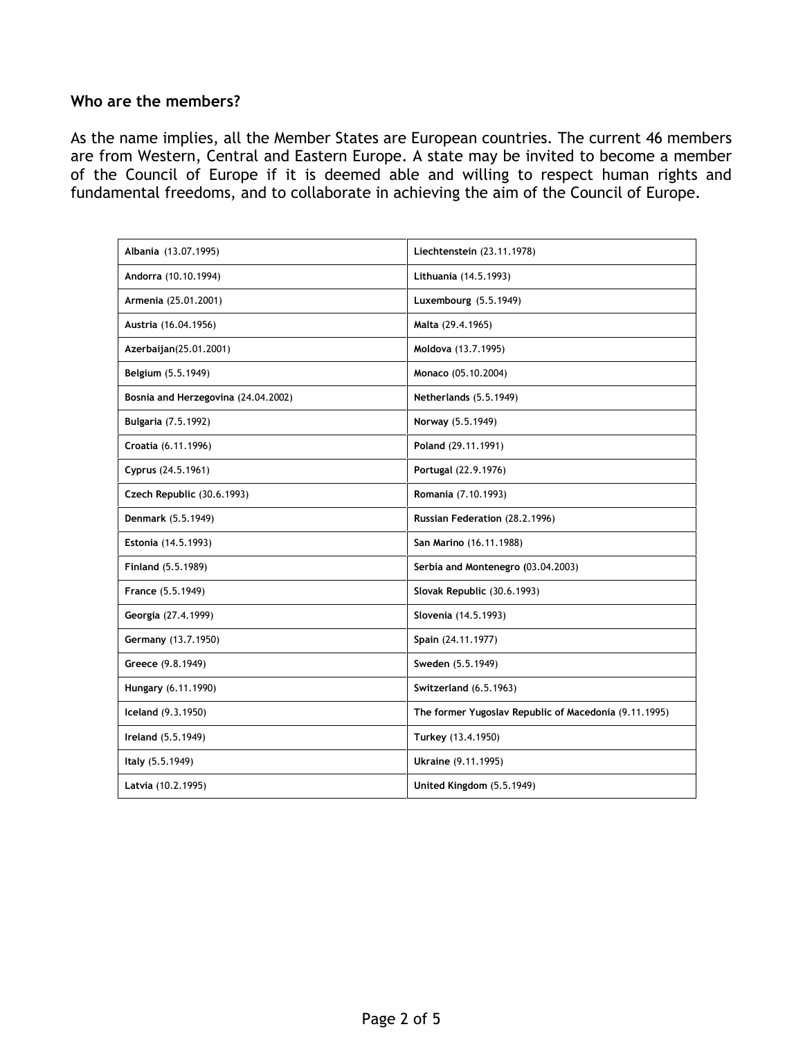### Who are the members?

As the name implies, all the Member States are European countries. The current 46 members are from Western, Central and Eastern Europe. A state may be invited to become a member of the Council of Europe if it is deemed able and willing to respect human rights and fundamental freedoms, and to collaborate in achieving the aim of the Council of Europe.

| | |
|---|---|
| **Albania** (13.07.1995) | **Liechtenstein** (23.11.1978) |
| **Andorra** (10.10.1994) | **Lithuania** (14.5.1993) |
| **Armenia** (25.01.2001) | **Luxembourg** (5.5.1949) |
| **Austria** (16.04.1956) | **Malta** (29.4.1965) |
| **Azerbaijan**(25.01.2001) | **Moldova** (13.7.1995) |
| **Belgium** (5.5.1949) | **Monaco** (05.10.2004) |
| **Bosnia and Herzegovina** (24.04.2002) | **Netherlands** (5.5.1949) |
| **Bulgaria** (7.5.1992) | **Norway** (5.5.1949) |
| **Croatia** (6.11.1996) | **Poland** (29.11.1991) |
| **Cyprus** (24.5.1961) | **Portugal** (22.9.1976) |
| **Czech Republic** (30.6.1993) | **Romania** (7.10.1993) |
| **Denmark** (5.5.1949) | **Russian Federation** (28.2.1996) |
| **Estonia** (14.5.1993) | **San Marino** (16.11.1988) |
| **Finland** (5.5.1989) | **Serbia and Montenegro (**03.04.2003) |
| **France** (5.5.1949) | **Slovak Republic** (30.6.1993) |
| **Georgia** (27.4.1999) | **Slovenia** (14.5.1993) |
| **Germany** (13.7.1950) | **Spain** (24.11.1977) |
| **Greece** (9.8.1949) | **Sweden** (5.5.1949) |
| **Hungary** (6.11.1990) | **Switzerland** (6.5.1963) |
| **Iceland** (9.3.1950) | **The former Yugoslav Republic of Macedonia** (9.11.1995) |
| **Ireland** (5.5.1949) | **Turkey** (13.4.1950) |
| **Italy** (5.5.1949) | **Ukraine** (9.11.1995) |
| **Latvia** (10.2.1995) | **United Kingdom** (5.5.1949) |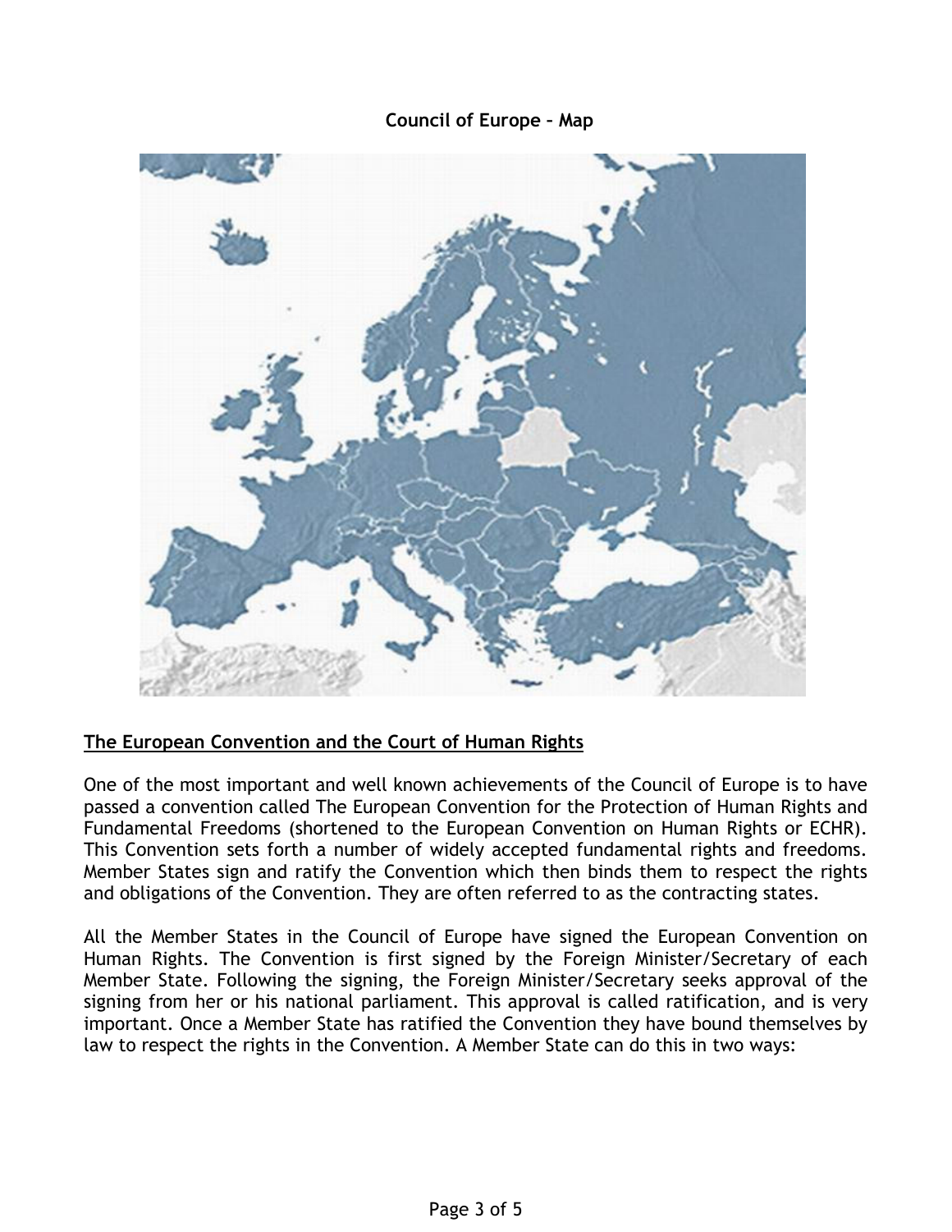**Council of Europe – Map**

## The European Convention and the Court of Human Rights

One of the most important and well known achievements of the Council of Europe is to have passed a convention called The European Convention for the Protection of Human Rights and Fundamental Freedoms (shortened to the European Convention on Human Rights or ECHR). This Convention sets forth a number of widely accepted fundamental rights and freedoms. Member States sign and ratify the Convention which then binds them to respect the rights and obligations of the Convention. They are often referred to as the contracting states.

All the Member States in the Council of Europe have signed the European Convention on Human Rights. The Convention is first signed by the Foreign Minister/Secretary of each Member State. Following the signing, the Foreign Minister/Secretary seeks approval of the signing from her or his national parliament. This approval is called ratification, and is very important. Once a Member State has ratified the Convention they have bound themselves by law to respect the rights in the Convention. A Member State can do this in two ways: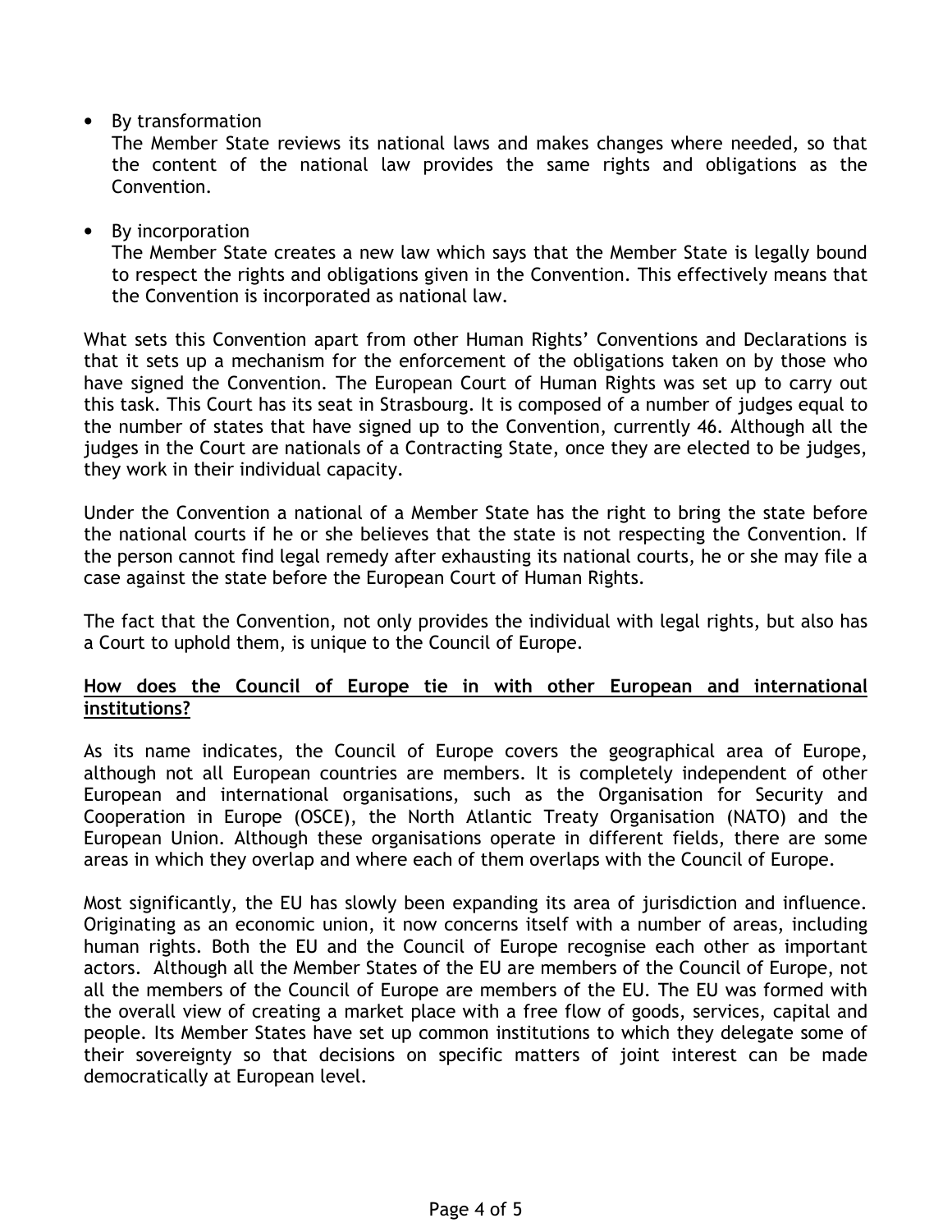- By transformation
  The Member State reviews its national laws and makes changes where needed, so that the content of the national law provides the same rights and obligations as the Convention.

- By incorporation
  The Member State creates a new law which says that the Member State is legally bound to respect the rights and obligations given in the Convention. This effectively means that the Convention is incorporated as national law.

What sets this Convention apart from other Human Rights' Conventions and Declarations is that it sets up a mechanism for the enforcement of the obligations taken on by those who have signed the Convention. The European Court of Human Rights was set up to carry out this task. This Court has its seat in Strasbourg. It is composed of a number of judges equal to the number of states that have signed up to the Convention, currently 46. Although all the judges in the Court are nationals of a Contracting State, once they are elected to be judges, they work in their individual capacity.

Under the Convention a national of a Member State has the right to bring the state before the national courts if he or she believes that the state is not respecting the Convention. If the person cannot find legal remedy after exhausting its national courts, he or she may file a case against the state before the European Court of Human Rights.

The fact that the Convention, not only provides the individual with legal rights, but also has a Court to uphold them, is unique to the Council of Europe.

**How does the Council of Europe tie in with other European and international institutions?**

As its name indicates, the Council of Europe covers the geographical area of Europe, although not all European countries are members. It is completely independent of other European and international organisations, such as the Organisation for Security and Cooperation in Europe (OSCE), the North Atlantic Treaty Organisation (NATO) and the European Union. Although these organisations operate in different fields, there are some areas in which they overlap and where each of them overlaps with the Council of Europe.

Most significantly, the EU has slowly been expanding its area of jurisdiction and influence. Originating as an economic union, it now concerns itself with a number of areas, including human rights. Both the EU and the Council of Europe recognise each other as important actors. Although all the Member States of the EU are members of the Council of Europe, not all the members of the Council of Europe are members of the EU. The EU was formed with the overall view of creating a market place with a free flow of goods, services, capital and people. Its Member States have set up common institutions to which they delegate some of their sovereignty so that decisions on specific matters of joint interest can be made democratically at European level.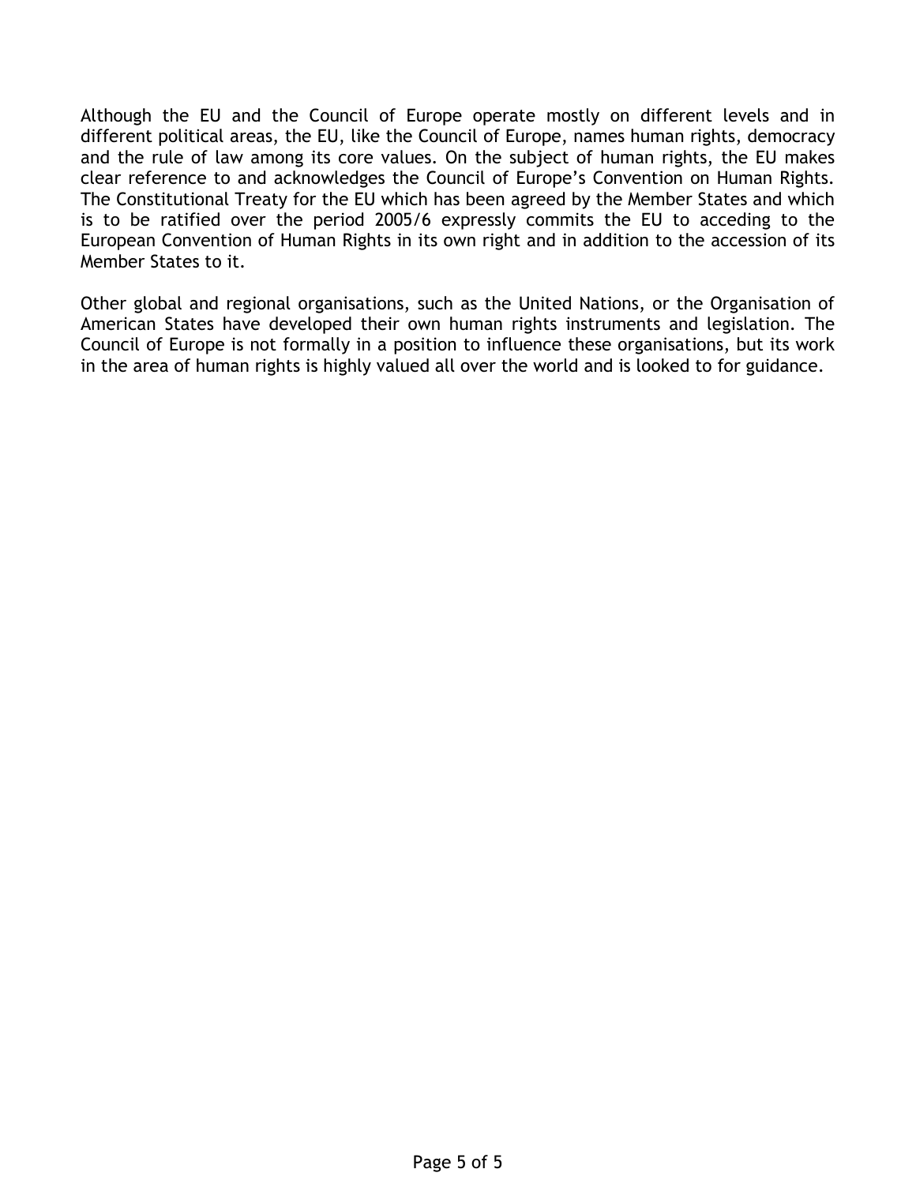Although the EU and the Council of Europe operate mostly on different levels and in different political areas, the EU, like the Council of Europe, names human rights, democracy and the rule of law among its core values. On the subject of human rights, the EU makes clear reference to and acknowledges the Council of Europe's Convention on Human Rights. The Constitutional Treaty for the EU which has been agreed by the Member States and which is to be ratified over the period 2005/6 expressly commits the EU to acceding to the European Convention of Human Rights in its own right and in addition to the accession of its Member States to it.

Other global and regional organisations, such as the United Nations, or the Organisation of American States have developed their own human rights instruments and legislation. The Council of Europe is not formally in a position to influence these organisations, but its work in the area of human rights is highly valued all over the world and is looked to for guidance.